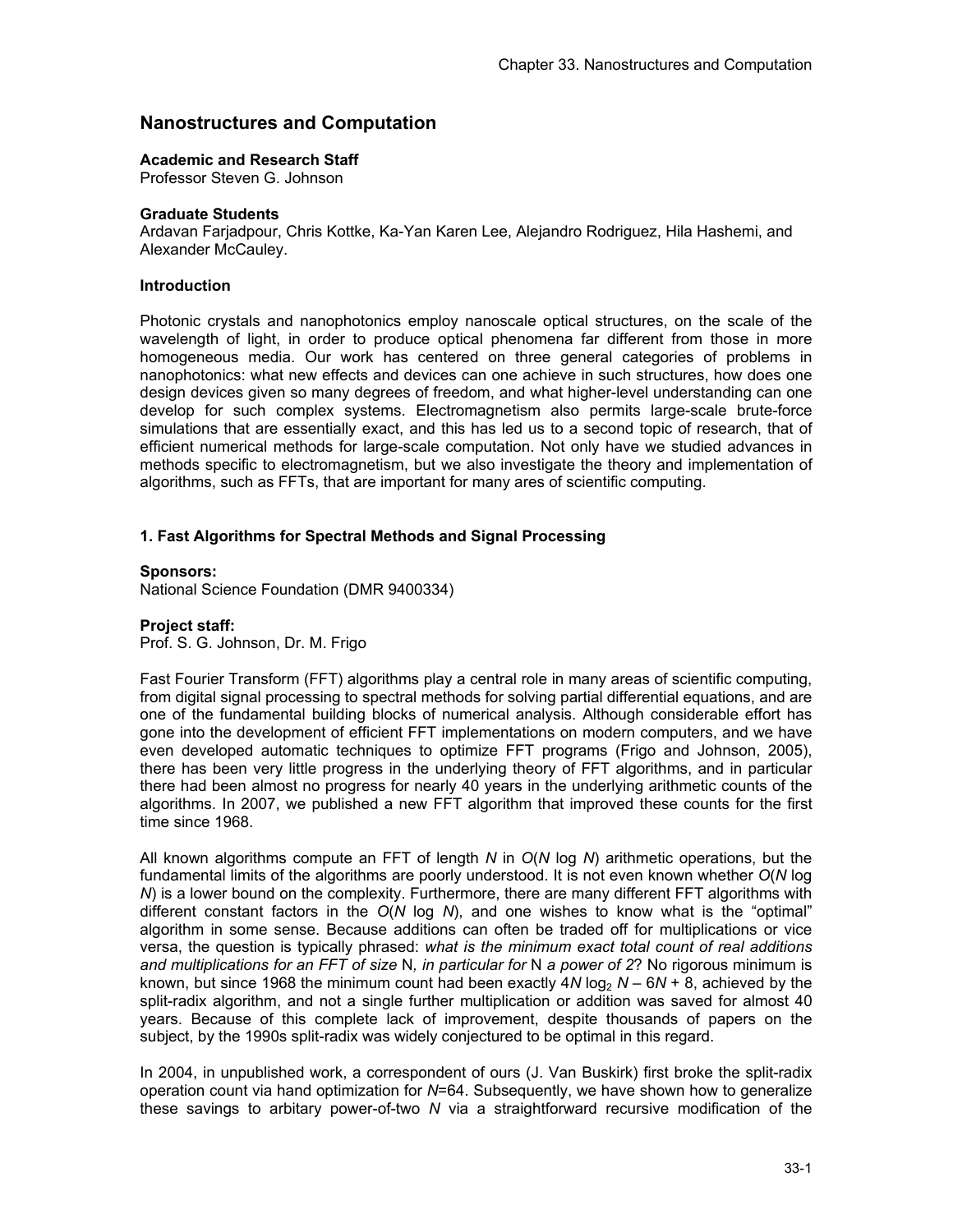# Nanostructures and Computation

**Academic and Research Staff**
Professor Steven G. Johnson

**Graduate Students**
Ardavan Farjadpour, Chris Kottke, Ka-Yan Karen Lee, Alejandro Rodriguez, Hila Hashemi, and Alexander McCauley.

**Introduction**

Photonic crystals and nanophotonics employ nanoscale optical structures, on the scale of the wavelength of light, in order to produce optical phenomena far different from those in more homogeneous media. Our work has centered on three general categories of problems in nanophotonics: what new effects and devices can one achieve in such structures, how does one design devices given so many degrees of freedom, and what higher-level understanding can one develop for such complex systems. Electromagnetism also permits large-scale brute-force simulations that are essentially exact, and this has led us to a second topic of research, that of efficient numerical methods for large-scale computation. Not only have we studied advances in methods specific to electromagnetism, but we also investigate the theory and implementation of algorithms, such as FFTs, that are important for many ares of scientific computing.

## 1. Fast Algorithms for Spectral Methods and Signal Processing

**Sponsors:**
National Science Foundation (DMR 9400334)

**Project staff:**
Prof. S. G. Johnson, Dr. M. Frigo

Fast Fourier Transform (FFT) algorithms play a central role in many areas of scientific computing, from digital signal processing to spectral methods for solving partial differential equations, and are one of the fundamental building blocks of numerical analysis. Although considerable effort has gone into the development of efficient FFT implementations on modern computers, and we have even developed automatic techniques to optimize FFT programs (Frigo and Johnson, 2005), there has been very little progress in the underlying theory of FFT algorithms, and in particular there had been almost no progress for nearly 40 years in the underlying arithmetic counts of the algorithms. In 2007, we published a new FFT algorithm that improved these counts for the first time since 1968.

All known algorithms compute an FFT of length $N$ in $O(N \log N)$ arithmetic operations, but the fundamental limits of the algorithms are poorly understood. It is not even known whether $O(N \log N)$ is a lower bound on the complexity. Furthermore, there are many different FFT algorithms with different constant factors in the $O(N \log N)$, and one wishes to know what is the "optimal" algorithm in some sense. Because additions can often be traded off for multiplications or vice versa, the question is typically phrased: *what is the minimum exact total count of real additions and multiplications for an FFT of size* $N$*, in particular for* $N$ *a power of 2*? No rigorous minimum is known, but since 1968 the minimum count had been exactly $4N \log_2 N - 6N + 8$, achieved by the split-radix algorithm, and not a single further multiplication or addition was saved for almost 40 years. Because of this complete lack of improvement, despite thousands of papers on the subject, by the 1990s split-radix was widely conjectured to be optimal in this regard.

In 2004, in unpublished work, a correspondent of ours (J. Van Buskirk) first broke the split-radix operation count via hand optimization for $N$=64. Subsequently, we have shown how to generalize these savings to arbitary power-of-two $N$ via a straightforward recursive modification of the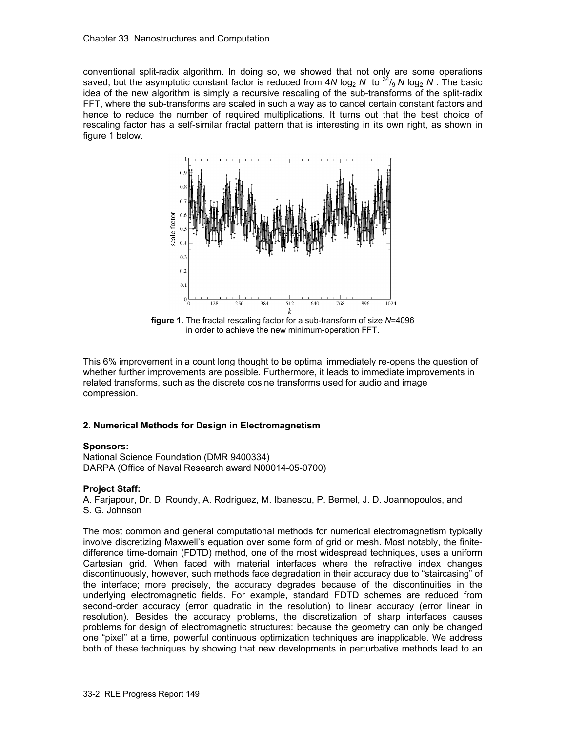conventional split-radix algorithm. In doing so, we showed that not only are some operations saved, but the asymptotic constant factor is reduced from $4N \log_2 N$ to $^{34}/_9 N \log_2 N$. The basic idea of the new algorithm is simply a recursive rescaling of the sub-transforms of the split-radix FFT, where the sub-transforms are scaled in such a way as to cancel certain constant factors and hence to reduce the number of required multiplications. It turns out that the best choice of rescaling factor has a self-similar fractal pattern that is interesting in its own right, as shown in figure 1 below.

**figure 1.** The fractal rescaling factor for a sub-transform of size $N$=4096 in order to achieve the new minimum-operation FFT.

This 6% improvement in a count long thought to be optimal immediately re-opens the question of whether further improvements are possible. Furthermore, it leads to immediate improvements in related transforms, such as the discrete cosine transforms used for audio and image compression.

### 2. Numerical Methods for Design in Electromagnetism

**Sponsors:**
National Science Foundation (DMR 9400334)
DARPA (Office of Naval Research award N00014-05-0700)

**Project Staff:**
A. Farjapour, Dr. D. Roundy, A. Rodriguez, M. Ibanescu, P. Bermel, J. D. Joannopoulos, and S. G. Johnson

The most common and general computational methods for numerical electromagnetism typically involve discretizing Maxwell's equation over some form of grid or mesh. Most notably, the finite-difference time-domain (FDTD) method, one of the most widespread techniques, uses a uniform Cartesian grid. When faced with material interfaces where the refractive index changes discontinuously, however, such methods face degradation in their accuracy due to "staircasing" of the interface; more precisely, the accuracy degrades because of the discontinuities in the underlying electromagnetic fields. For example, standard FDTD schemes are reduced from second-order accuracy (error quadratic in the resolution) to linear accuracy (error linear in resolution). Besides the accuracy problems, the discretization of sharp interfaces causes problems for design of electromagnetic structures: because the geometry can only be changed one "pixel" at a time, powerful continuous optimization techniques are inapplicable. We address both of these techniques by showing that new developments in perturbative methods lead to an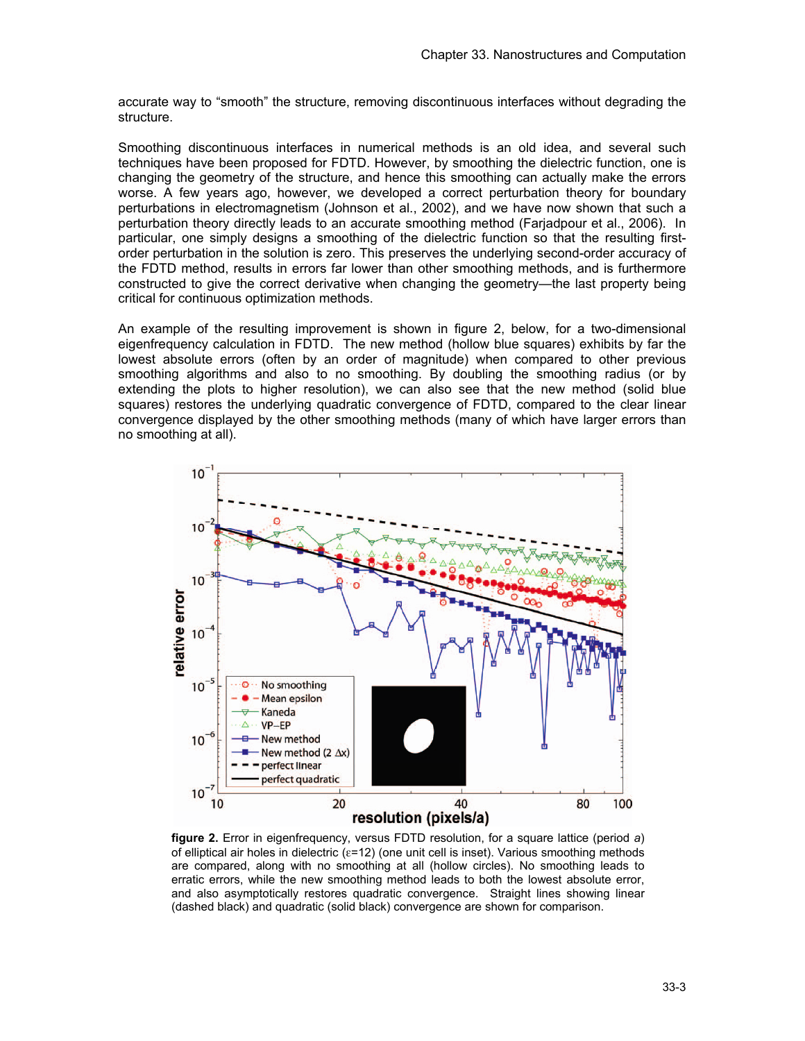accurate way to "smooth" the structure, removing discontinuous interfaces without degrading the structure.

Smoothing discontinuous interfaces in numerical methods is an old idea, and several such techniques have been proposed for FDTD. However, by smoothing the dielectric function, one is changing the geometry of the structure, and hence this smoothing can actually make the errors worse. A few years ago, however, we developed a correct perturbation theory for boundary perturbations in electromagnetism (Johnson et al., 2002), and we have now shown that such a perturbation theory directly leads to an accurate smoothing method (Farjadpour et al., 2006). In particular, one simply designs a smoothing of the dielectric function so that the resulting first-order perturbation in the solution is zero. This preserves the underlying second-order accuracy of the FDTD method, results in errors far lower than other smoothing methods, and is furthermore constructed to give the correct derivative when changing the geometry—the last property being critical for continuous optimization methods.

An example of the resulting improvement is shown in figure 2, below, for a two-dimensional eigenfrequency calculation in FDTD. The new method (hollow blue squares) exhibits by far the lowest absolute errors (often by an order of magnitude) when compared to other previous smoothing algorithms and also to no smoothing. By doubling the smoothing radius (or by extending the plots to higher resolution), we can also see that the new method (solid blue squares) restores the underlying quadratic convergence of FDTD, compared to the clear linear convergence displayed by the other smoothing methods (many of which have larger errors than no smoothing at all).

**figure 2.** Error in eigenfrequency, versus FDTD resolution, for a square lattice (period *a*) of elliptical air holes in dielectric ($\varepsilon$=12) (one unit cell is inset). Various smoothing methods are compared, along with no smoothing at all (hollow circles). No smoothing leads to erratic errors, while the new smoothing method leads to both the lowest absolute error, and also asymptotically restores quadratic convergence. Straight lines showing linear (dashed black) and quadratic (solid black) convergence are shown for comparison.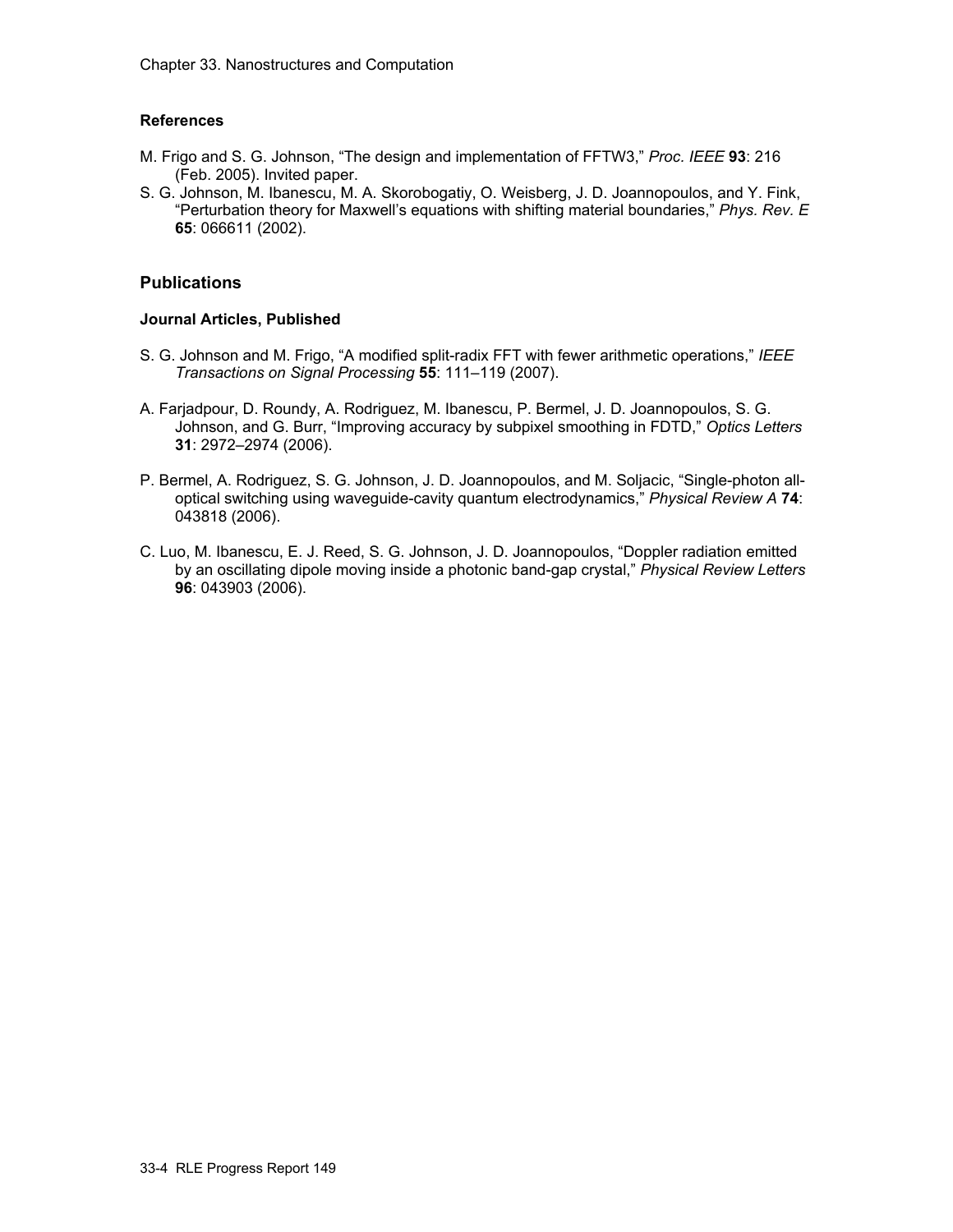### References

M. Frigo and S. G. Johnson, "The design and implementation of FFTW3," *Proc. IEEE* **93**: 216 (Feb. 2005). Invited paper.

S. G. Johnson, M. Ibanescu, M. A. Skorobogatiy, O. Weisberg, J. D. Joannopoulos, and Y. Fink, "Perturbation theory for Maxwell's equations with shifting material boundaries," *Phys. Rev. E* **65**: 066611 (2002).

## Publications

### Journal Articles, Published

S. G. Johnson and M. Frigo, "A modified split-radix FFT with fewer arithmetic operations," *IEEE Transactions on Signal Processing* **55**: 111–119 (2007).

A. Farjadpour, D. Roundy, A. Rodriguez, M. Ibanescu, P. Bermel, J. D. Joannopoulos, S. G. Johnson, and G. Burr, "Improving accuracy by subpixel smoothing in FDTD," *Optics Letters* **31**: 2972–2974 (2006).

P. Bermel, A. Rodriguez, S. G. Johnson, J. D. Joannopoulos, and M. Soljacic, "Single-photon all-optical switching using waveguide-cavity quantum electrodynamics," *Physical Review A* **74**: 043818 (2006).

C. Luo, M. Ibanescu, E. J. Reed, S. G. Johnson, J. D. Joannopoulos, "Doppler radiation emitted by an oscillating dipole moving inside a photonic band-gap crystal," *Physical Review Letters* **96**: 043903 (2006).